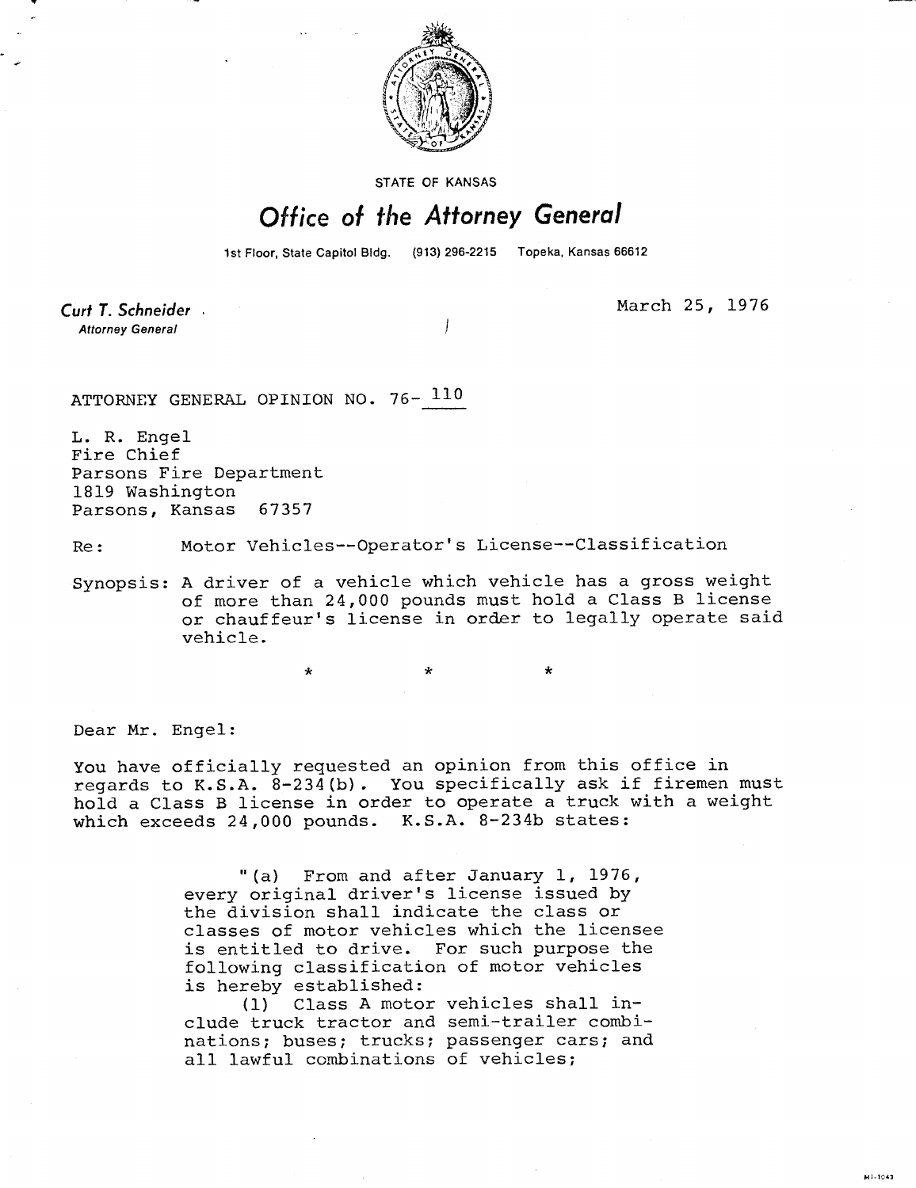STATE OF KANSAS

# Office of the Attorney General

1st Floor, State Capitol Bldg. (913) 296-2215 Topeka, Kansas 66612

**Curt T. Schneider**
*Attorney General*

March 25, 1976

ATTORNEY GENERAL OPINION NO. 76- 110

L. R. Engel
Fire Chief
Parsons Fire Department
1819 Washington
Parsons, Kansas 67357

Re: Motor Vehicles--Operator's License--Classification

Synopsis: A driver of a vehicle which vehicle has a gross weight of more than 24,000 pounds must hold a Class B license or chauffeur's license in order to legally operate said vehicle.

\* \* \*

Dear Mr. Engel:

You have officially requested an opinion from this office in regards to K.S.A. 8-234(b). You specifically ask if firemen must hold a Class B license in order to operate a truck with a weight which exceeds 24,000 pounds. K.S.A. 8-234b states:

> "(a) From and after January 1, 1976, every original driver's license issued by the division shall indicate the class or classes of motor vehicles which the licensee is entitled to drive. For such purpose the following classification of motor vehicles is hereby established:
>
> (1) Class A motor vehicles shall include truck tractor and semi-trailer combinations; buses; trucks; passenger cars; and all lawful combinations of vehicles;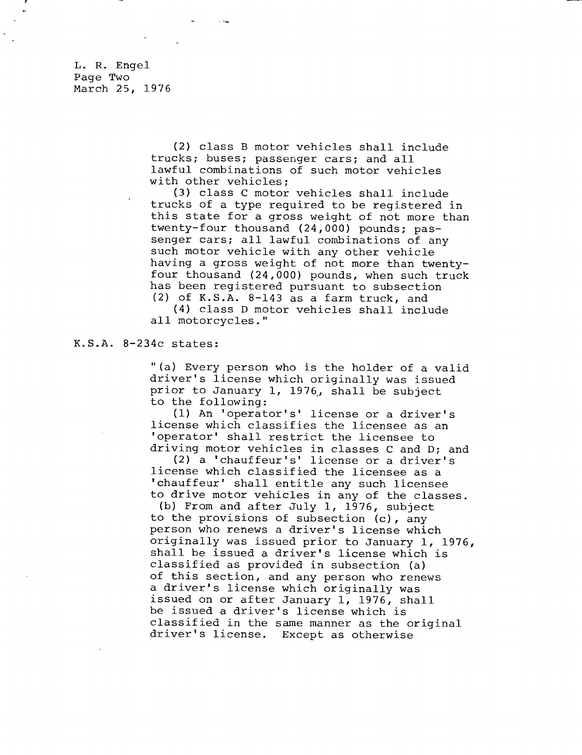(2) class B motor vehicles shall include trucks; buses; passenger cars; and all lawful combinations of such motor vehicles with other vehicles;

(3) class C motor vehicles shall include trucks of a type required to be registered in this state for a gross weight of not more than twenty-four thousand (24,000) pounds; passenger cars; all lawful combinations of any such motor vehicle with any other vehicle having a gross weight of not more than twenty-four thousand (24,000) pounds, when such truck has been registered pursuant to subsection (2) of K.S.A. 8-143 as a farm truck, and

(4) class D motor vehicles shall include all motorcycles."

K.S.A. 8-234c states:

"(a) Every person who is the holder of a valid driver's license which originally was issued prior to January 1, 1976, shall be subject to the following:

(1) An 'operator's' license or a driver's license which classifies the licensee as an 'operator' shall restrict the licensee to driving motor vehicles in classes C and D; and

(2) a 'chauffeur's' license or a driver's license which classified the licensee as a 'chauffeur' shall entitle any such licensee to drive motor vehicles in any of the classes.

(b) From and after July 1, 1976, subject to the provisions of subsection (c), any person who renews a driver's license which originally was issued prior to January 1, 1976, shall be issued a driver's license which is classified as provided in subsection (a) of this section, and any person who renews a driver's license which originally was issued on or after January 1, 1976, shall be issued a driver's license which is classified in the same manner as the original driver's license. Except as otherwise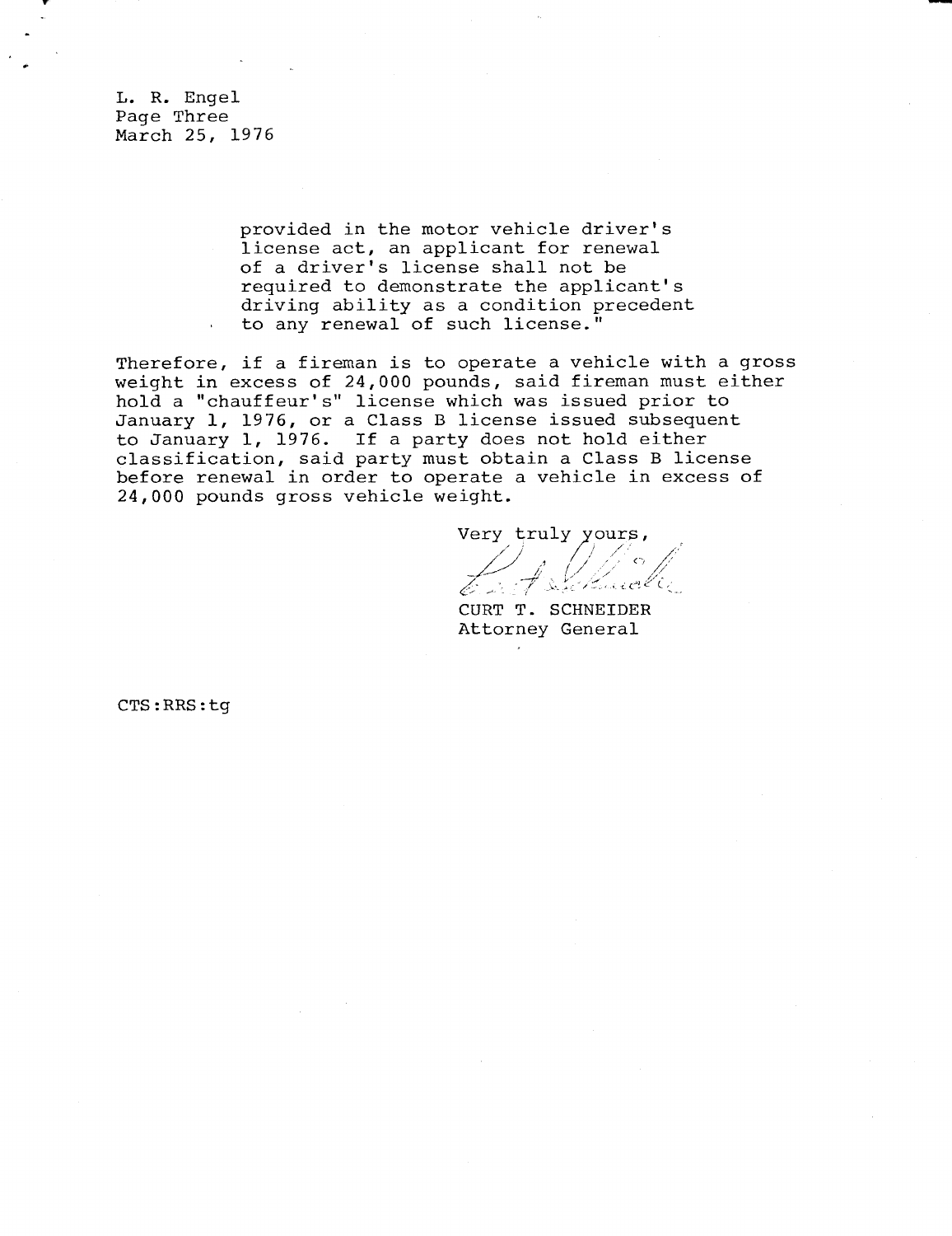L. R. Engel
Page Three
March 25, 1976

> provided in the motor vehicle driver's license act, an applicant for renewal of a driver's license shall not be required to demonstrate the applicant's driving ability as a condition precedent to any renewal of such license."

Therefore, if a fireman is to operate a vehicle with a gross weight in excess of 24,000 pounds, said fireman must either hold a "chauffeur's" license which was issued prior to January 1, 1976, or a Class B license issued subsequent to January 1, 1976. If a party does not hold either classification, said party must obtain a Class B license before renewal in order to operate a vehicle in excess of 24,000 pounds gross vehicle weight.

Very truly yours,

CURT T. SCHNEIDER
Attorney General

CTS:RRS:tg